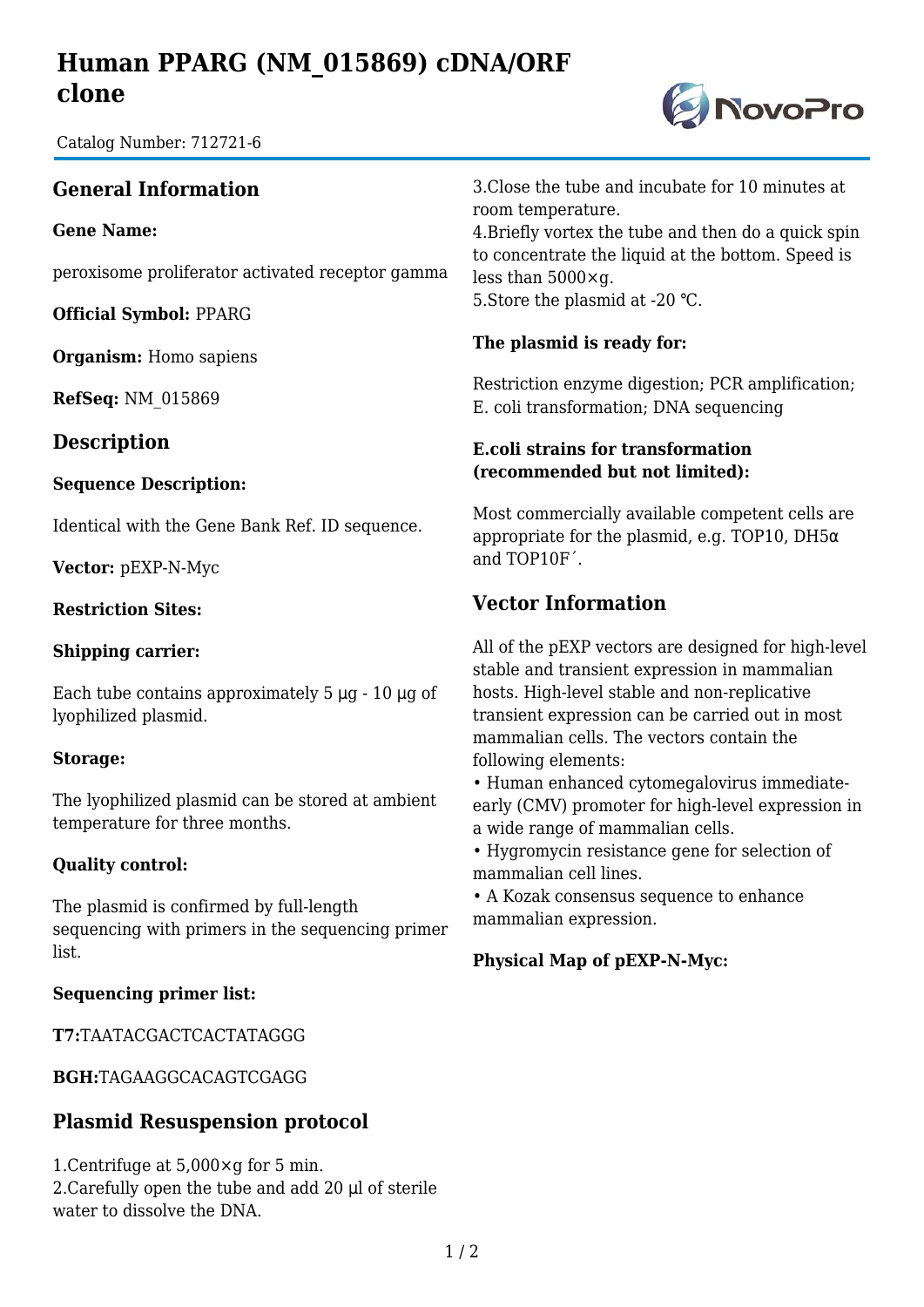# Human PPARG (NM_015869) cDNA/ORF clone

Catalog Number: 712721-6

## General Information

**Gene Name:**

peroxisome proliferator activated receptor gamma

**Official Symbol:** PPARG

**Organism:** Homo sapiens

**RefSeq:** NM_015869

## Description

**Sequence Description:**

Identical with the Gene Bank Ref. ID sequence.

**Vector:** pEXP-N-Myc

**Restriction Sites:**

**Shipping carrier:**

Each tube contains approximately 5 µg - 10 µg of lyophilized plasmid.

**Storage:**

The lyophilized plasmid can be stored at ambient temperature for three months.

**Quality control:**

The plasmid is confirmed by full-length sequencing with primers in the sequencing primer list.

**Sequencing primer list:**

**T7:**TAATACGACTCACTATAGGG

**BGH:**TAGAAGGCACAGTCGAGG

## Plasmid Resuspension protocol

1.Centrifuge at 5,000×g for 5 min.
2.Carefully open the tube and add 20 µl of sterile water to dissolve the DNA.
3.Close the tube and incubate for 10 minutes at room temperature.
4.Briefly vortex the tube and then do a quick spin to concentrate the liquid at the bottom. Speed is less than 5000×g.
5.Store the plasmid at -20 ℃.

**The plasmid is ready for:**

Restriction enzyme digestion; PCR amplification; E. coli transformation; DNA sequencing

**E.coli strains for transformation (recommended but not limited):**

Most commercially available competent cells are appropriate for the plasmid, e.g. TOP10, DH5α and TOP10F´.

## Vector Information

All of the pEXP vectors are designed for high-level stable and transient expression in mammalian hosts. High-level stable and non-replicative transient expression can be carried out in most mammalian cells. The vectors contain the following elements:

• Human enhanced cytomegalovirus immediate-early (CMV) promoter for high-level expression in a wide range of mammalian cells.
• Hygromycin resistance gene for selection of mammalian cell lines.
• A Kozak consensus sequence to enhance mammalian expression.

**Physical Map of pEXP-N-Myc:**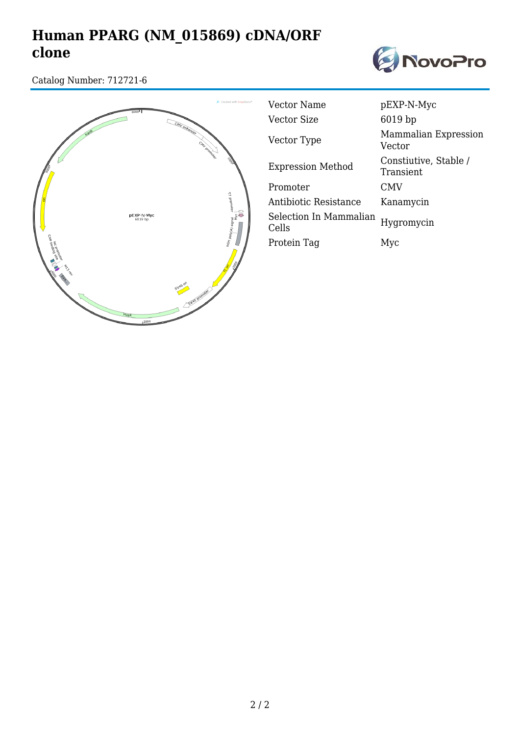# Human PPARG (NM_015869) cDNA/ORF clone

Catalog Number: 712721-6

pEXP-N-Myc
6019 bp

Created with SnapGene®

6000
CMV enhancer
CMV promoter
1000
T7 promoter
Myc
bGH poly(A) signal
f1 ori
1500
SV40 promoter
SV40 ori
HygR
2000
SV40 NLS
M13 rev
lac promoter
CAP binding site
ori
5000
KanR

| | |
|---|---|
| Vector Name | pEXP-N-Myc |
| Vector Size | 6019 bp |
| Vector Type | Mammalian Expression Vector |
| Expression Method | Constiutive, Stable / Transient |
| Promoter | CMV |
| Antibiotic Resistance | Kanamycin |
| Selection In Mammalian Cells | Hygromycin |
| Protein Tag | Myc |